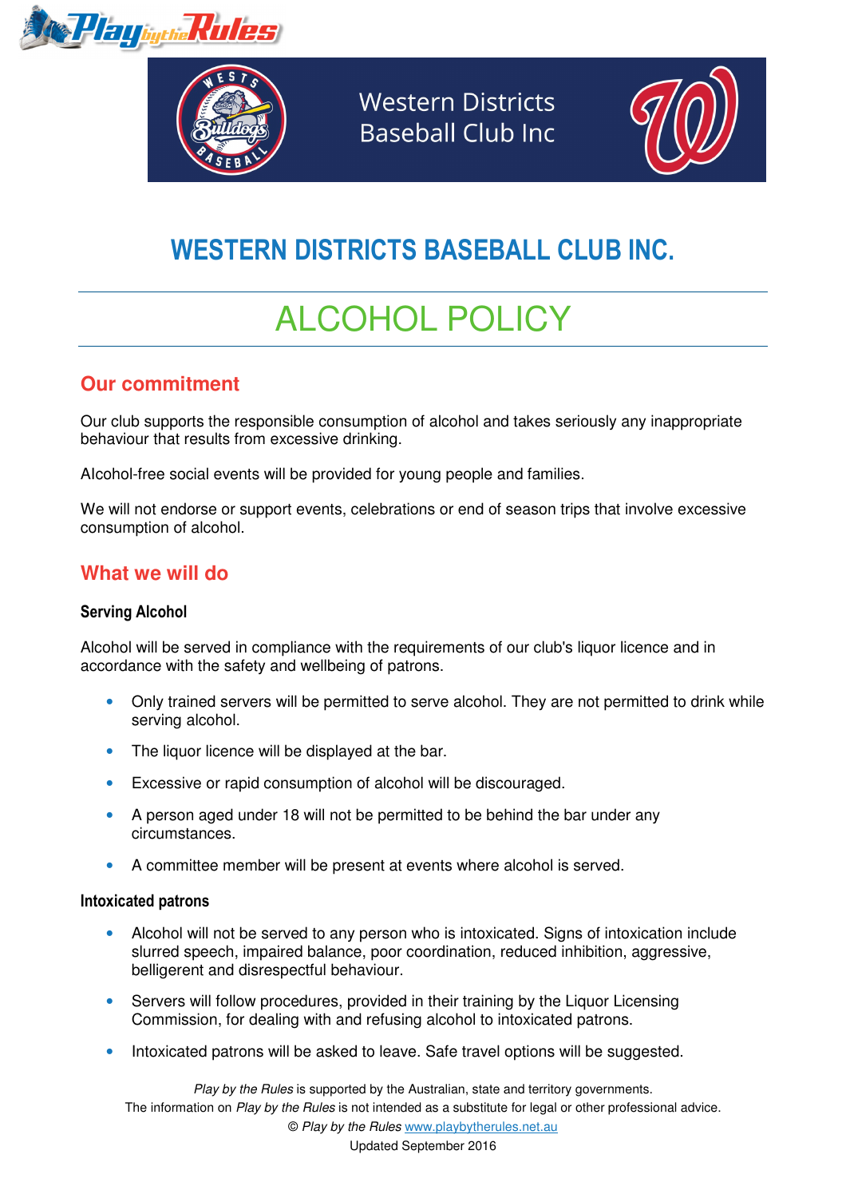Western Districts Baseball Club Inc

# WESTERN DISTRICTS BASEBALL CLUB INC.

# ALCOHOL POLICY

## Our commitment

Our club supports the responsible consumption of alcohol and takes seriously any inappropriate behaviour that results from excessive drinking.

Alcohol-free social events will be provided for young people and families.

We will not endorse or support events, celebrations or end of season trips that involve excessive consumption of alcohol.

## What we will do

### Serving Alcohol

Alcohol will be served in compliance with the requirements of our club's liquor licence and in accordance with the safety and wellbeing of patrons.

- Only trained servers will be permitted to serve alcohol. They are not permitted to drink while serving alcohol.
- The liquor licence will be displayed at the bar.
- Excessive or rapid consumption of alcohol will be discouraged.
- A person aged under 18 will not be permitted to be behind the bar under any circumstances.
- A committee member will be present at events where alcohol is served.

### Intoxicated patrons

- Alcohol will not be served to any person who is intoxicated. Signs of intoxication include slurred speech, impaired balance, poor coordination, reduced inhibition, aggressive, belligerent and disrespectful behaviour.
- Servers will follow procedures, provided in their training by the Liquor Licensing Commission, for dealing with and refusing alcohol to intoxicated patrons.
- Intoxicated patrons will be asked to leave. Safe travel options will be suggested.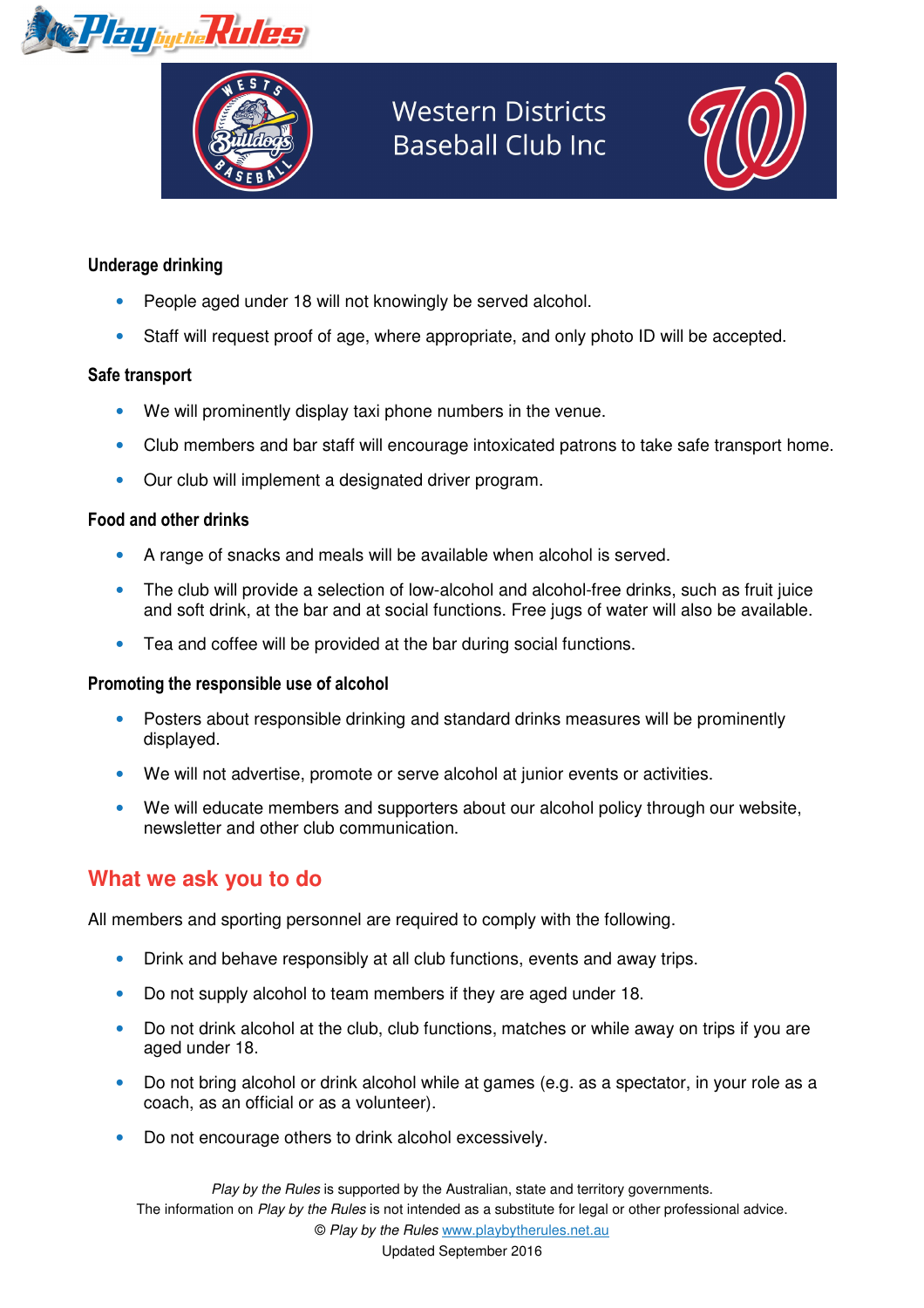Western Districts Baseball Club Inc

### Underage drinking

- People aged under 18 will not knowingly be served alcohol.
- Staff will request proof of age, where appropriate, and only photo ID will be accepted.

### Safe transport

- We will prominently display taxi phone numbers in the venue.
- Club members and bar staff will encourage intoxicated patrons to take safe transport home.
- Our club will implement a designated driver program.

### Food and other drinks

- A range of snacks and meals will be available when alcohol is served.
- The club will provide a selection of low-alcohol and alcohol-free drinks, such as fruit juice and soft drink, at the bar and at social functions. Free jugs of water will also be available.
- Tea and coffee will be provided at the bar during social functions.

### Promoting the responsible use of alcohol

- Posters about responsible drinking and standard drinks measures will be prominently displayed.
- We will not advertise, promote or serve alcohol at junior events or activities.
- We will educate members and supporters about our alcohol policy through our website, newsletter and other club communication.

## What we ask you to do

All members and sporting personnel are required to comply with the following.

- Drink and behave responsibly at all club functions, events and away trips.
- Do not supply alcohol to team members if they are aged under 18.
- Do not drink alcohol at the club, club functions, matches or while away on trips if you are aged under 18.
- Do not bring alcohol or drink alcohol while at games (e.g. as a spectator, in your role as a coach, as an official or as a volunteer).
- Do not encourage others to drink alcohol excessively.

*Play by the Rules* is supported by the Australian, state and territory governments.
The information on *Play by the Rules* is not intended as a substitute for legal or other professional advice.
© *Play by the Rules* www.playbytherules.net.au
Updated September 2016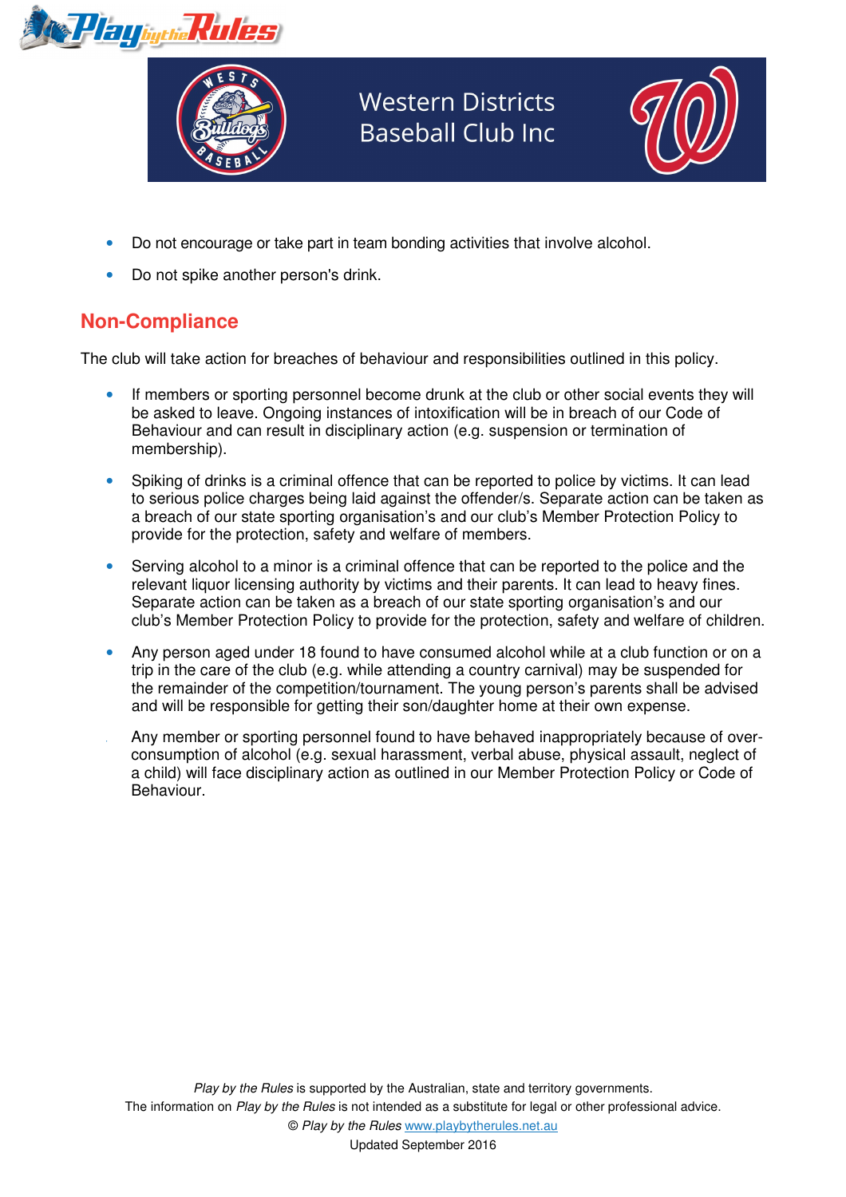- Do not encourage or take part in team bonding activities that involve alcohol.
- Do not spike another person's drink.

## Non-Compliance

The club will take action for breaches of behaviour and responsibilities outlined in this policy.

- If members or sporting personnel become drunk at the club or other social events they will be asked to leave. Ongoing instances of intoxification will be in breach of our Code of Behaviour and can result in disciplinary action (e.g. suspension or termination of membership).
- Spiking of drinks is a criminal offence that can be reported to police by victims. It can lead to serious police charges being laid against the offender/s. Separate action can be taken as a breach of our state sporting organisation's and our club's Member Protection Policy to provide for the protection, safety and welfare of members.
- Serving alcohol to a minor is a criminal offence that can be reported to the police and the relevant liquor licensing authority by victims and their parents. It can lead to heavy fines. Separate action can be taken as a breach of our state sporting organisation's and our club's Member Protection Policy to provide for the protection, safety and welfare of children.
- Any person aged under 18 found to have consumed alcohol while at a club function or on a trip in the care of the club (e.g. while attending a country carnival) may be suspended for the remainder of the competition/tournament. The young person's parents shall be advised and will be responsible for getting their son/daughter home at their own expense.
- Any member or sporting personnel found to have behaved inappropriately because of over-consumption of alcohol (e.g. sexual harassment, verbal abuse, physical assault, neglect of a child) will face disciplinary action as outlined in our Member Protection Policy or Code of Behaviour.